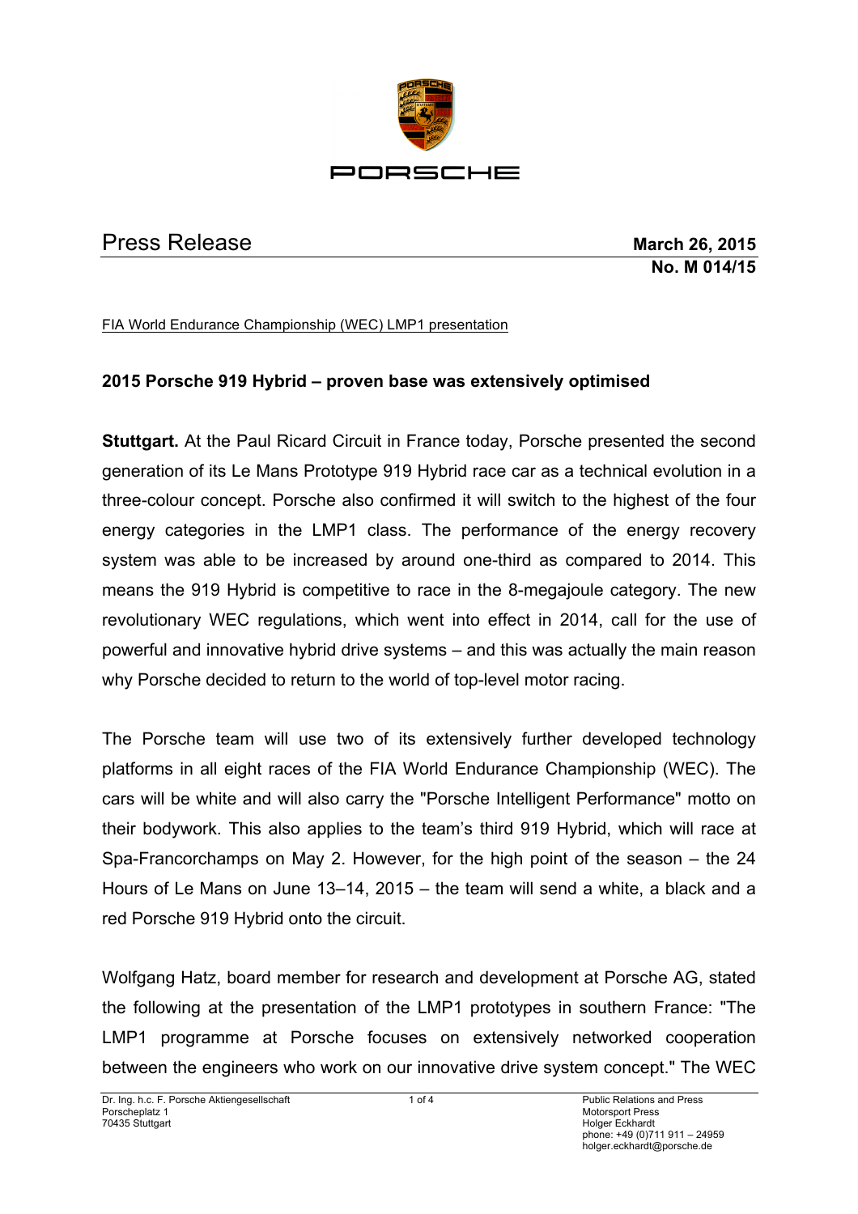PORSCHE

# Press Release

**March 26, 2015**
**No. M 014/15**

FIA World Endurance Championship (WEC) LMP1 presentation

## 2015 Porsche 919 Hybrid – proven base was extensively optimised

**Stuttgart.** At the Paul Ricard Circuit in France today, Porsche presented the second generation of its Le Mans Prototype 919 Hybrid race car as a technical evolution in a three-colour concept. Porsche also confirmed it will switch to the highest of the four energy categories in the LMP1 class. The performance of the energy recovery system was able to be increased by around one-third as compared to 2014. This means the 919 Hybrid is competitive to race in the 8-megajoule category. The new revolutionary WEC regulations, which went into effect in 2014, call for the use of powerful and innovative hybrid drive systems – and this was actually the main reason why Porsche decided to return to the world of top-level motor racing.

The Porsche team will use two of its extensively further developed technology platforms in all eight races of the FIA World Endurance Championship (WEC). The cars will be white and will also carry the "Porsche Intelligent Performance" motto on their bodywork. This also applies to the team's third 919 Hybrid, which will race at Spa-Francorchamps on May 2. However, for the high point of the season – the 24 Hours of Le Mans on June 13–14, 2015 – the team will send a white, a black and a red Porsche 919 Hybrid onto the circuit.

Wolfgang Hatz, board member for research and development at Porsche AG, stated the following at the presentation of the LMP1 prototypes in southern France: "The LMP1 programme at Porsche focuses on extensively networked cooperation between the engineers who work on our innovative drive system concept." The WEC

Dr. Ing. h.c. F. Porsche Aktiengesellschaft
Porscheplatz 1
70435 Stuttgart

Public Relations and Press
Motorsport Press
Holger Eckhardt
phone: +49 (0)711 911 – 24959
holger.eckhardt@porsche.de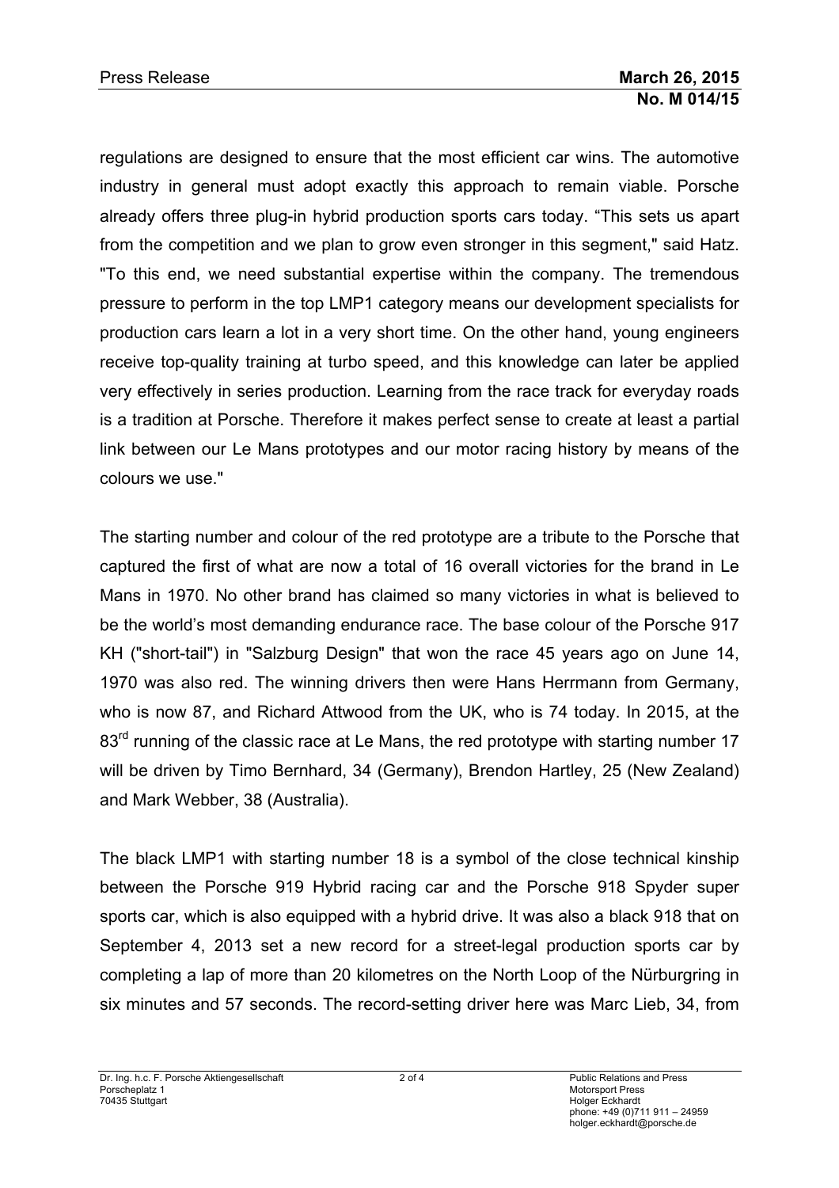regulations are designed to ensure that the most efficient car wins. The automotive industry in general must adopt exactly this approach to remain viable. Porsche already offers three plug-in hybrid production sports cars today. “This sets us apart from the competition and we plan to grow even stronger in this segment," said Hatz. "To this end, we need substantial expertise within the company. The tremendous pressure to perform in the top LMP1 category means our development specialists for production cars learn a lot in a very short time. On the other hand, young engineers receive top-quality training at turbo speed, and this knowledge can later be applied very effectively in series production. Learning from the race track for everyday roads is a tradition at Porsche. Therefore it makes perfect sense to create at least a partial link between our Le Mans prototypes and our motor racing history by means of the colours we use."

The starting number and colour of the red prototype are a tribute to the Porsche that captured the first of what are now a total of 16 overall victories for the brand in Le Mans in 1970. No other brand has claimed so many victories in what is believed to be the world’s most demanding endurance race. The base colour of the Porsche 917 KH ("short-tail") in "Salzburg Design" that won the race 45 years ago on June 14, 1970 was also red. The winning drivers then were Hans Herrmann from Germany, who is now 87, and Richard Attwood from the UK, who is 74 today. In 2015, at the 83rd running of the classic race at Le Mans, the red prototype with starting number 17 will be driven by Timo Bernhard, 34 (Germany), Brendon Hartley, 25 (New Zealand) and Mark Webber, 38 (Australia).

The black LMP1 with starting number 18 is a symbol of the close technical kinship between the Porsche 919 Hybrid racing car and the Porsche 918 Spyder super sports car, which is also equipped with a hybrid drive. It was also a black 918 that on September 4, 2013 set a new record for a street-legal production sports car by completing a lap of more than 20 kilometres on the North Loop of the Nürburgring in six minutes and 57 seconds. The record-setting driver here was Marc Lieb, 34, from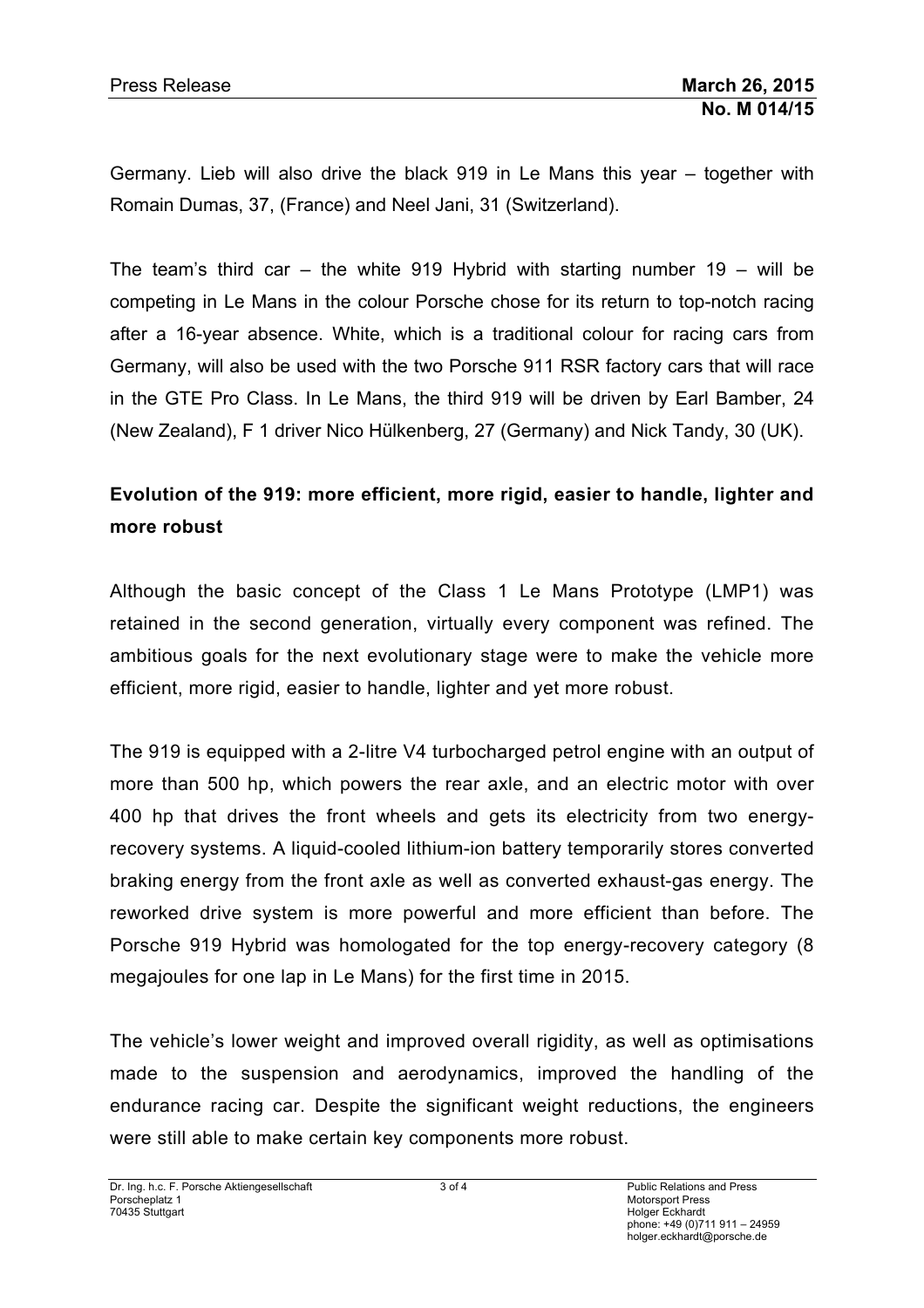Germany. Lieb will also drive the black 919 in Le Mans this year – together with Romain Dumas, 37, (France) and Neel Jani, 31 (Switzerland).

The team's third car – the white 919 Hybrid with starting number 19 – will be competing in Le Mans in the colour Porsche chose for its return to top-notch racing after a 16-year absence. White, which is a traditional colour for racing cars from Germany, will also be used with the two Porsche 911 RSR factory cars that will race in the GTE Pro Class. In Le Mans, the third 919 will be driven by Earl Bamber, 24 (New Zealand), F 1 driver Nico Hülkenberg, 27 (Germany) and Nick Tandy, 30 (UK).

**Evolution of the 919: more efficient, more rigid, easier to handle, lighter and more robust**

Although the basic concept of the Class 1 Le Mans Prototype (LMP1) was retained in the second generation, virtually every component was refined. The ambitious goals for the next evolutionary stage were to make the vehicle more efficient, more rigid, easier to handle, lighter and yet more robust.

The 919 is equipped with a 2-litre V4 turbocharged petrol engine with an output of more than 500 hp, which powers the rear axle, and an electric motor with over 400 hp that drives the front wheels and gets its electricity from two energy-recovery systems. A liquid-cooled lithium-ion battery temporarily stores converted braking energy from the front axle as well as converted exhaust-gas energy. The reworked drive system is more powerful and more efficient than before. The Porsche 919 Hybrid was homologated for the top energy-recovery category (8 megajoules for one lap in Le Mans) for the first time in 2015.

The vehicle's lower weight and improved overall rigidity, as well as optimisations made to the suspension and aerodynamics, improved the handling of the endurance racing car. Despite the significant weight reductions, the engineers were still able to make certain key components more robust.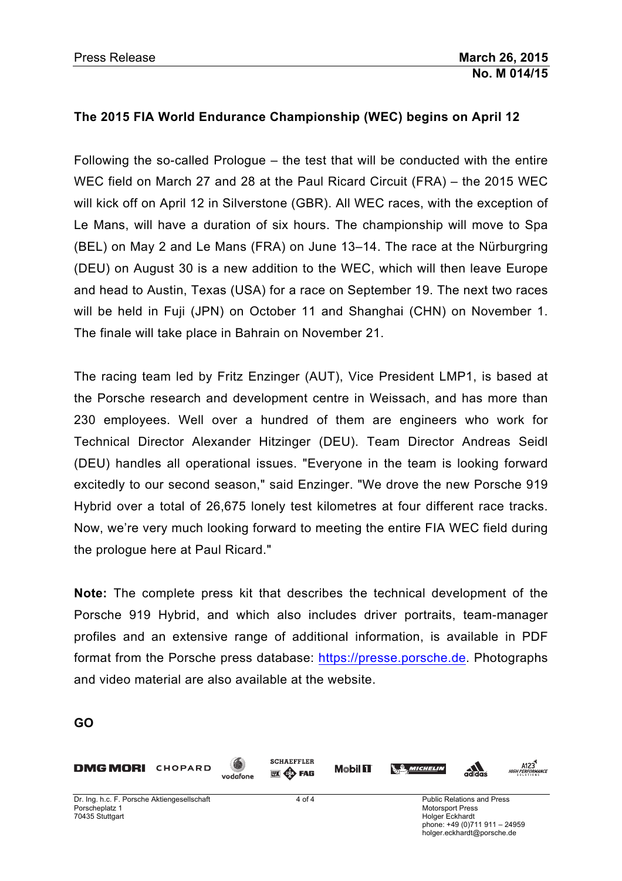## The 2015 FIA World Endurance Championship (WEC) begins on April 12

Following the so-called Prologue – the test that will be conducted with the entire WEC field on March 27 and 28 at the Paul Ricard Circuit (FRA) – the 2015 WEC will kick off on April 12 in Silverstone (GBR). All WEC races, with the exception of Le Mans, will have a duration of six hours. The championship will move to Spa (BEL) on May 2 and Le Mans (FRA) on June 13–14. The race at the Nürburgring (DEU) on August 30 is a new addition to the WEC, which will then leave Europe and head to Austin, Texas (USA) for a race on September 19. The next two races will be held in Fuji (JPN) on October 11 and Shanghai (CHN) on November 1. The finale will take place in Bahrain on November 21.

The racing team led by Fritz Enzinger (AUT), Vice President LMP1, is based at the Porsche research and development centre in Weissach, and has more than 230 employees. Well over a hundred of them are engineers who work for Technical Director Alexander Hitzinger (DEU). Team Director Andreas Seidl (DEU) handles all operational issues. "Everyone in the team is looking forward excitedly to our second season," said Enzinger. "We drove the new Porsche 919 Hybrid over a total of 26,675 lonely test kilometres at four different race tracks. Now, we're very much looking forward to meeting the entire FIA WEC field during the prologue here at Paul Ricard."

**Note:** The complete press kit that describes the technical development of the Porsche 919 Hybrid, and which also includes driver portraits, team-manager profiles and an extensive range of additional information, is available in PDF format from the Porsche press database: https://presse.porsche.de. Photographs and video material are also available at the website.

**GO**